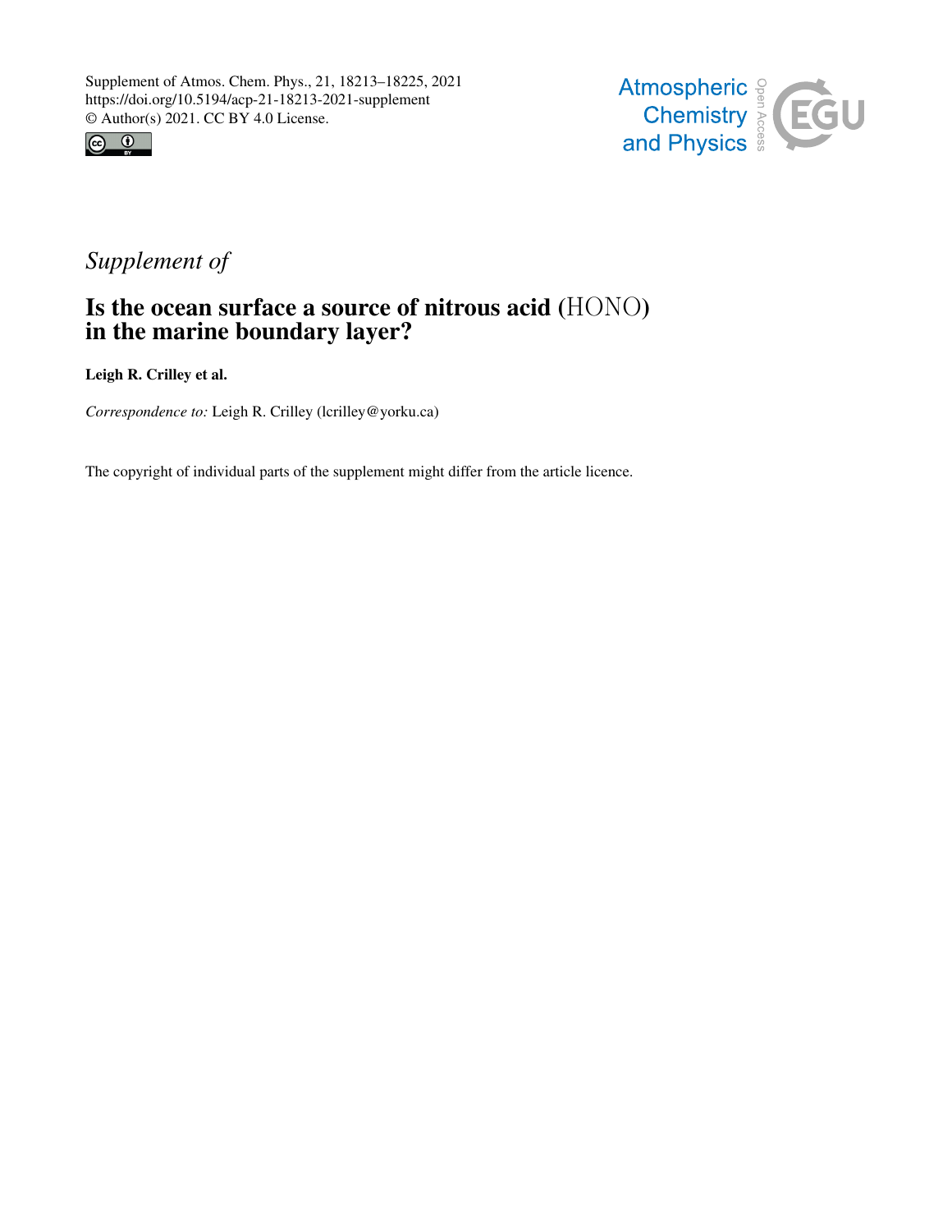Supplement of Atmos. Chem. Phys., 21, 18213–18225, 2021
https://doi.org/10.5194/acp-21-18213-2021-supplement
© Author(s) 2021. CC BY 4.0 License.

*Supplement of*

# Is the ocean surface a source of nitrous acid (HONO) in the marine boundary layer?

**Leigh R. Crilley et al.**

*Correspondence to:* Leigh R. Crilley (lcrilley@yorku.ca)

The copyright of individual parts of the supplement might differ from the article licence.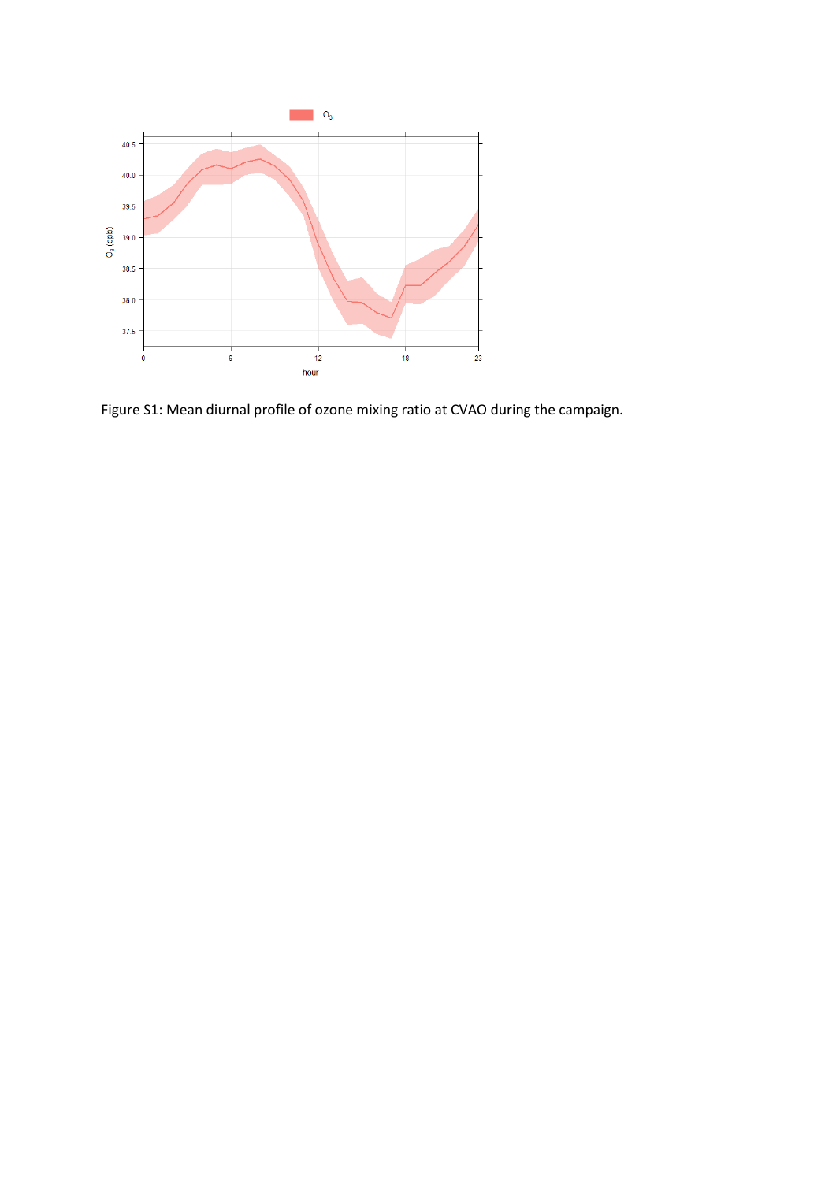Figure S1: Mean diurnal profile of ozone mixing ratio at CVAO during the campaign.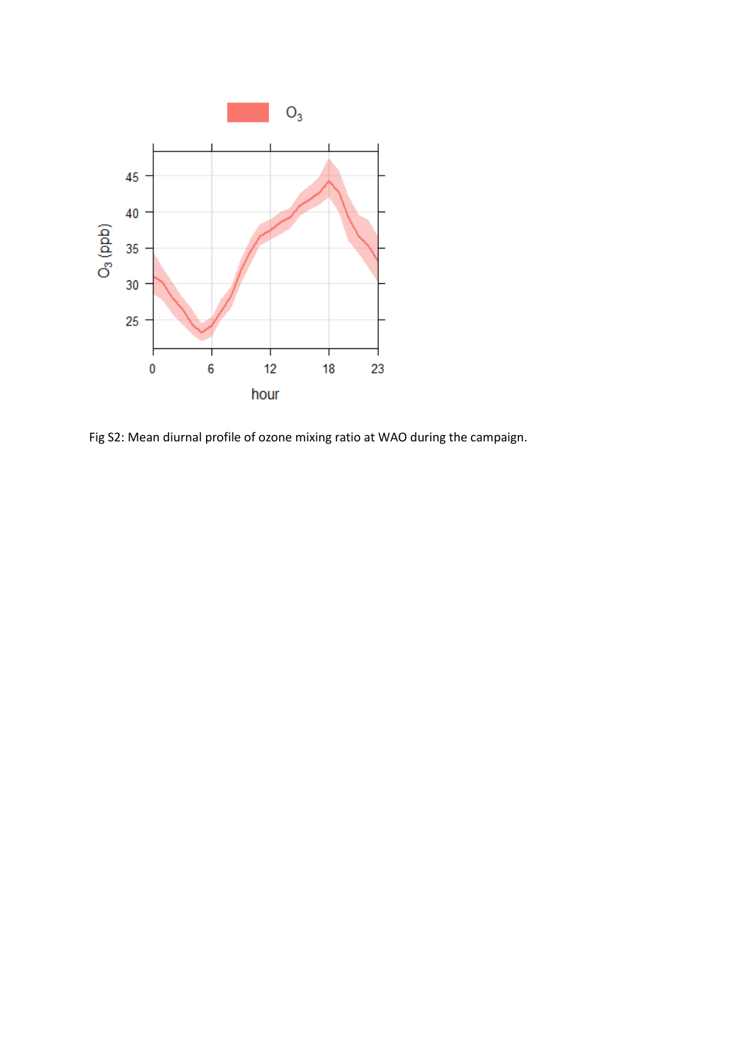Fig S2: Mean diurnal profile of ozone mixing ratio at WAO during the campaign.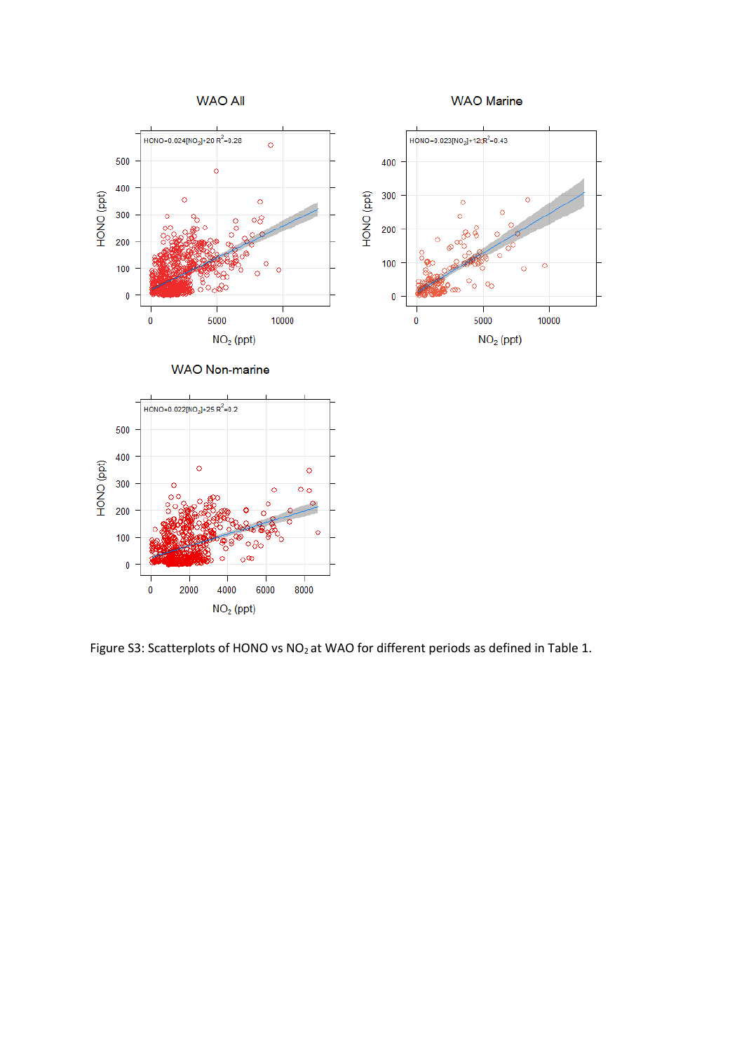Figure S3: Scatterplots of HONO vs $NO_2$ at WAO for different periods as defined in Table 1.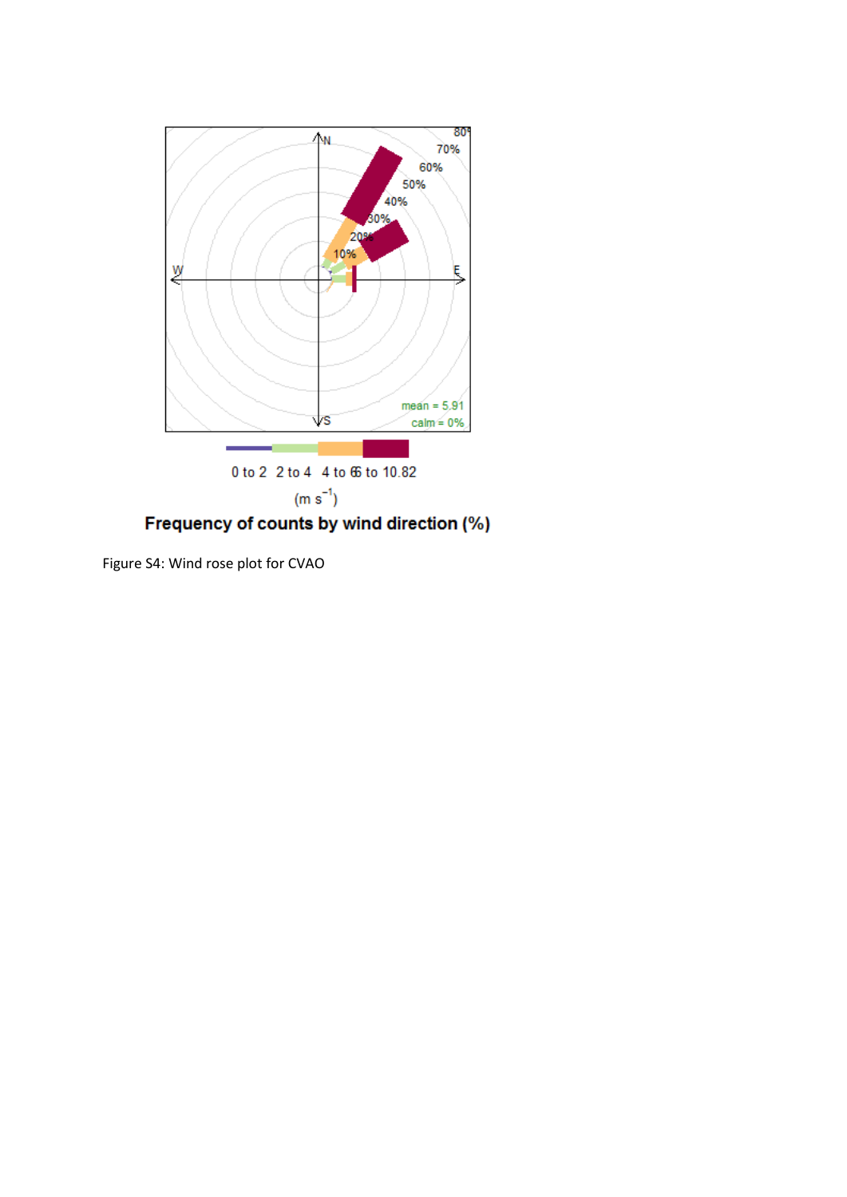Figure S4: Wind rose plot for CVAO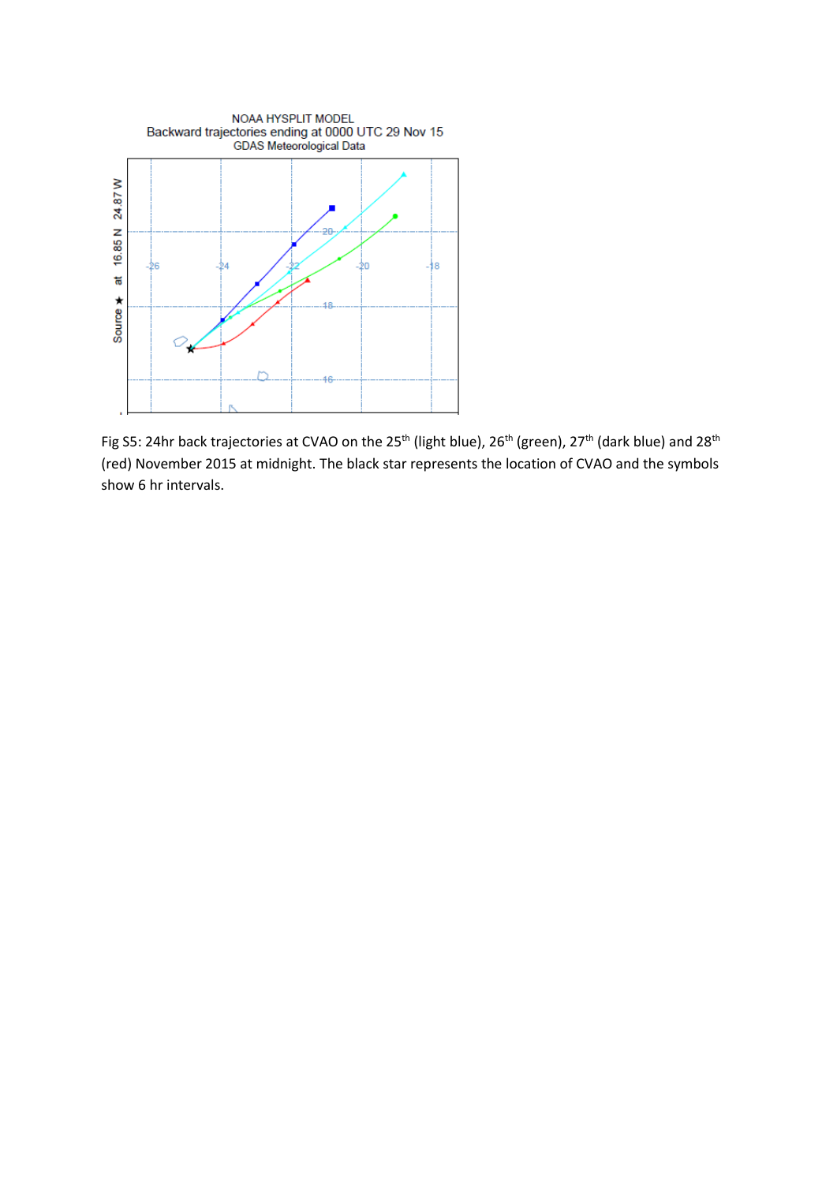NOAA HYSPLIT MODEL
Backward trajectories ending at 0000 UTC 29 Nov 15
GDAS Meteorological Data

Source ★ at 16.85 N 24.87 W

Fig S5: 24hr back trajectories at CVAO on the 25th (light blue), 26th (green), 27th (dark blue) and 28th (red) November 2015 at midnight. The black star represents the location of CVAO and the symbols show 6 hr intervals.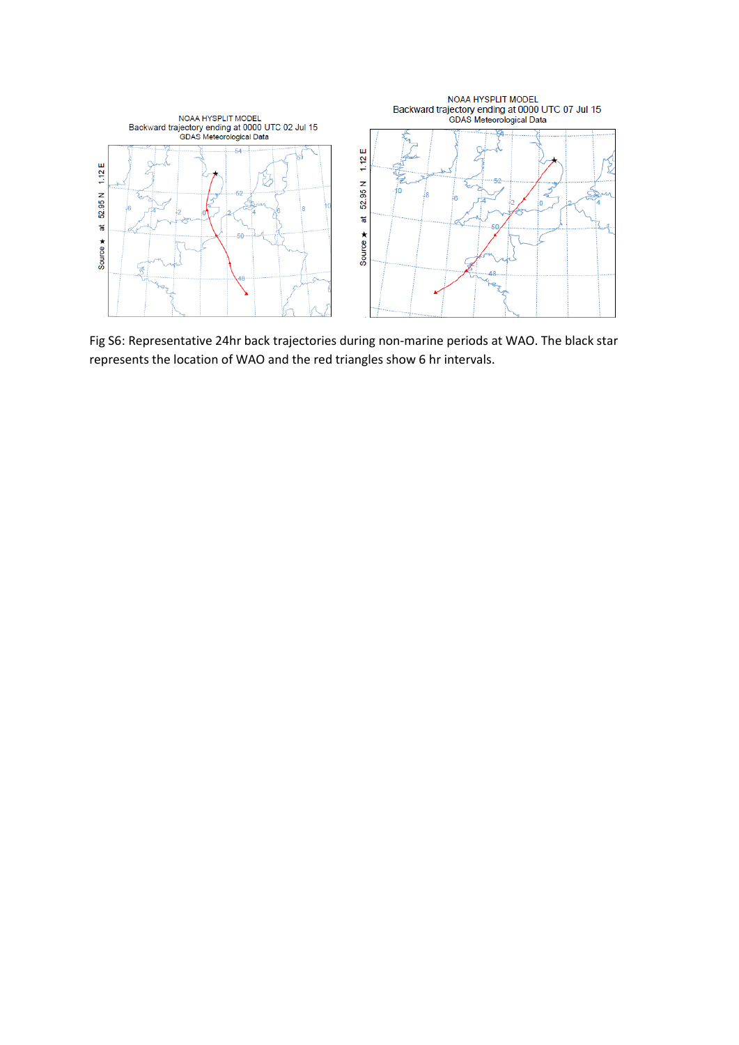Fig S6: Representative 24hr back trajectories during non-marine periods at WAO. The black star represents the location of WAO and the red triangles show 6 hr intervals.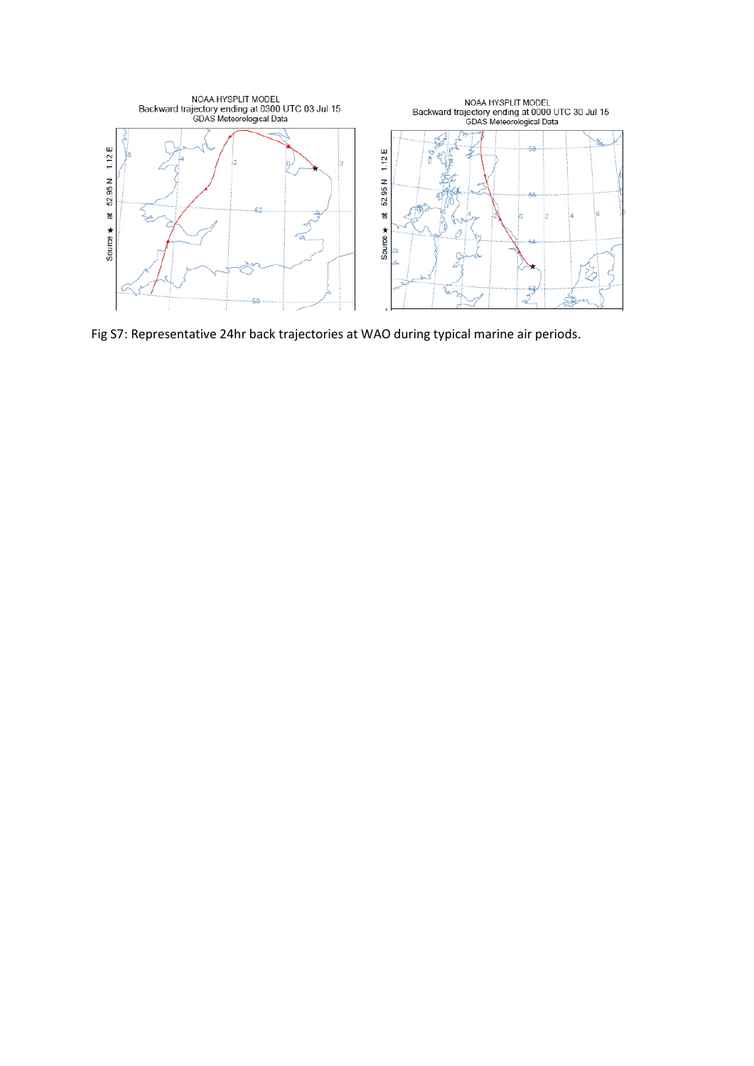Fig S7: Representative 24hr back trajectories at WAO during typical marine air periods.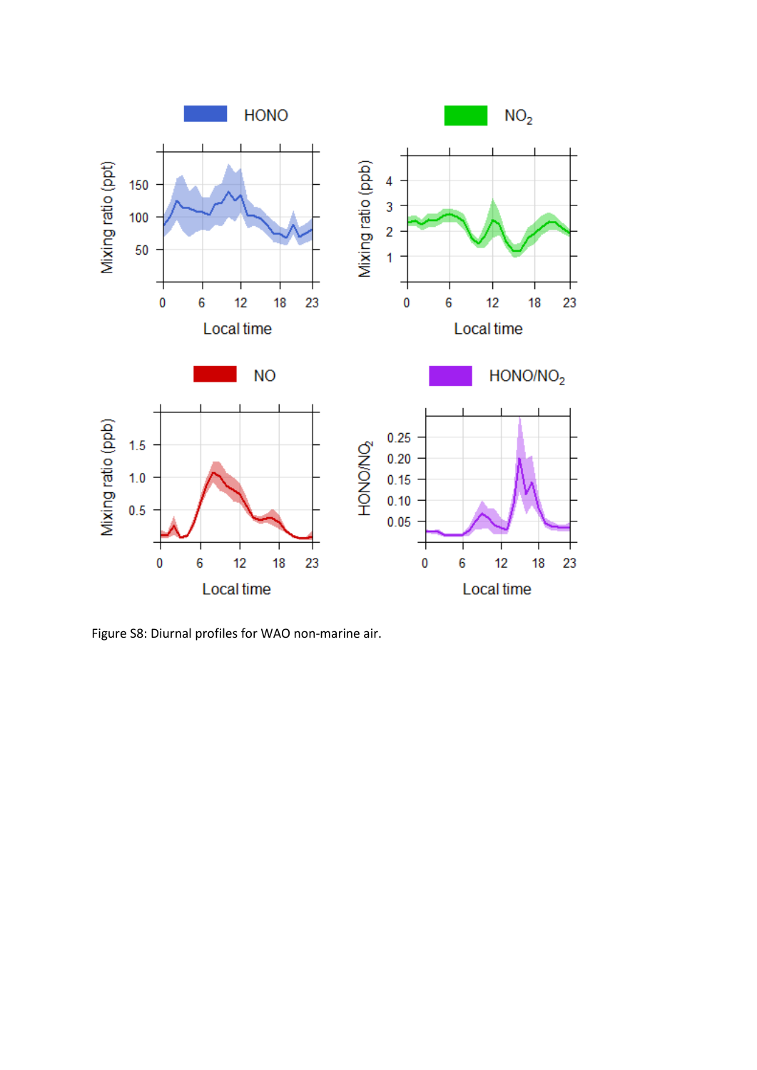Figure S8: Diurnal profiles for WAO non-marine air.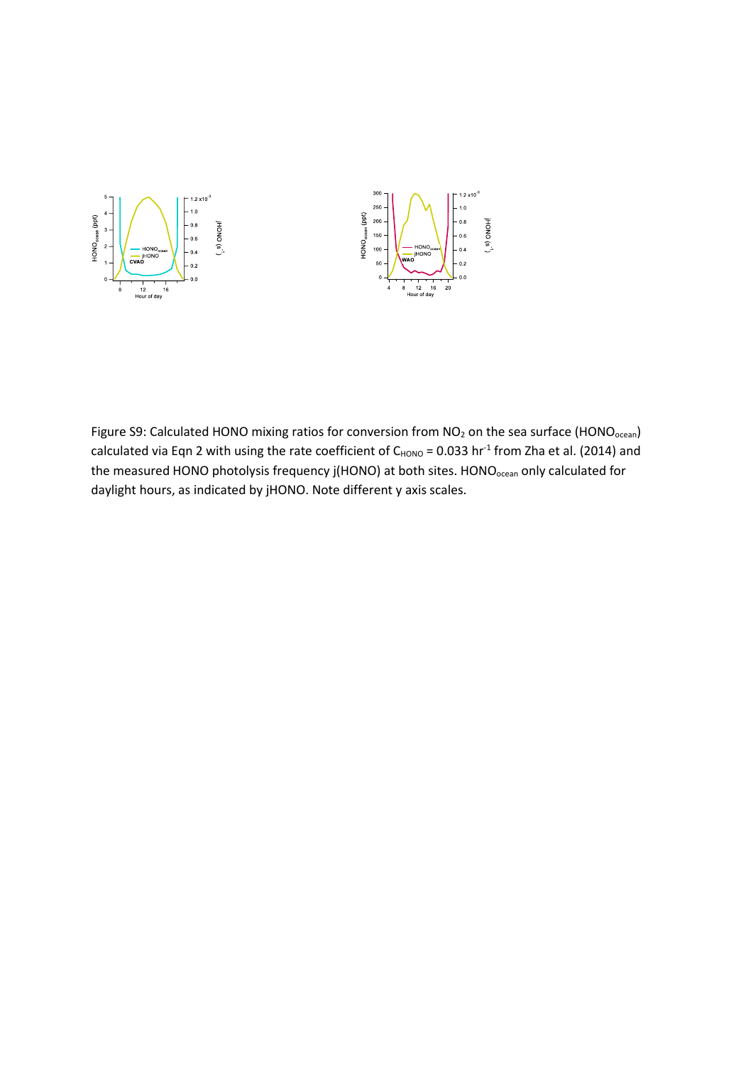Figure S9: Calculated HONO mixing ratios for conversion from $NO_2$ on the sea surface ($HONO_{ocean}$) calculated via Eqn 2 with using the rate coefficient of $C_{HONO}$ = 0.033 $hr^{-1}$ from Zha et al. (2014) and the measured HONO photolysis frequency j(HONO) at both sites. $HONO_{ocean}$ only calculated for daylight hours, as indicated by jHONO. Note different y axis scales.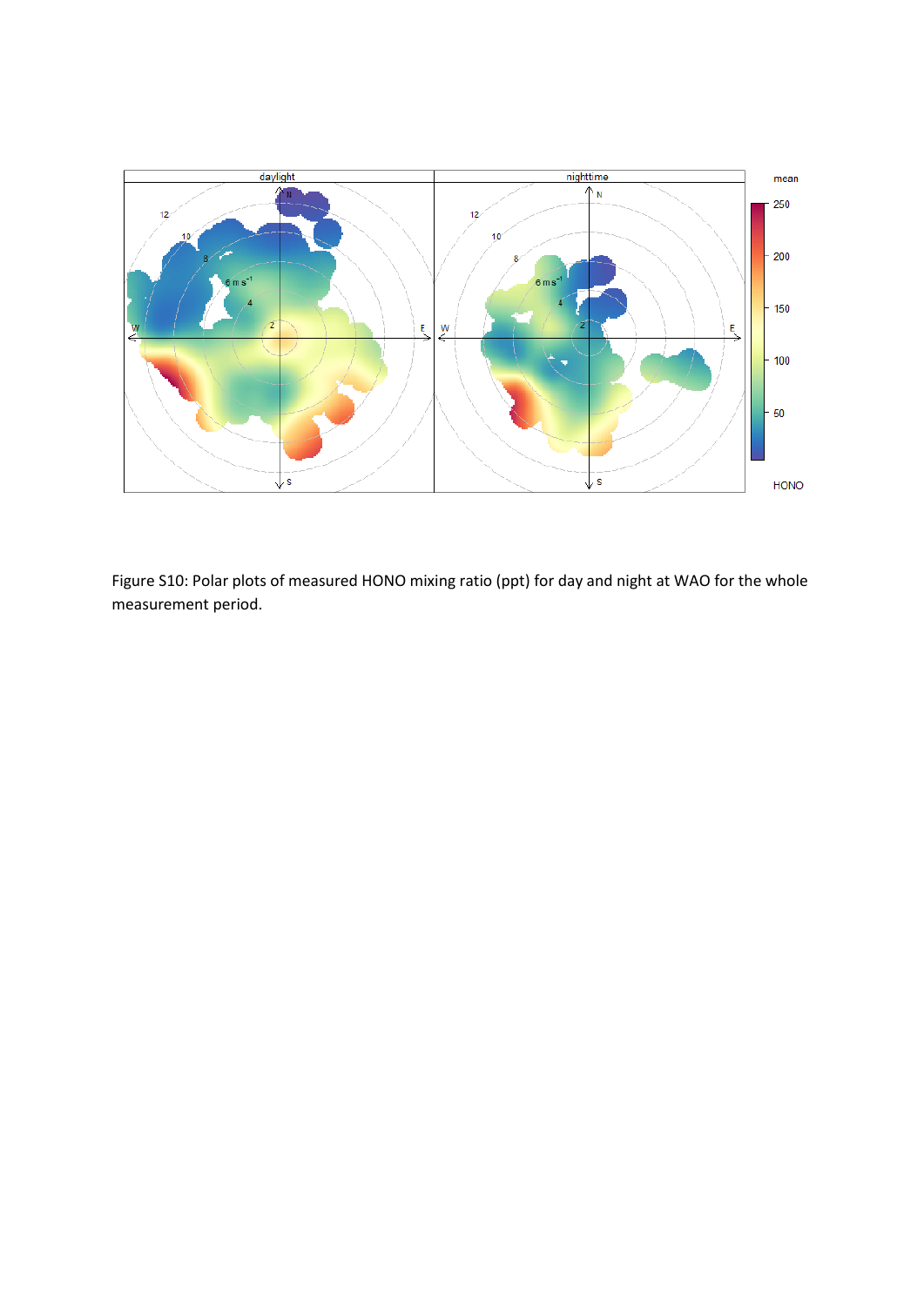Figure S10: Polar plots of measured HONO mixing ratio (ppt) for day and night at WAO for the whole measurement period.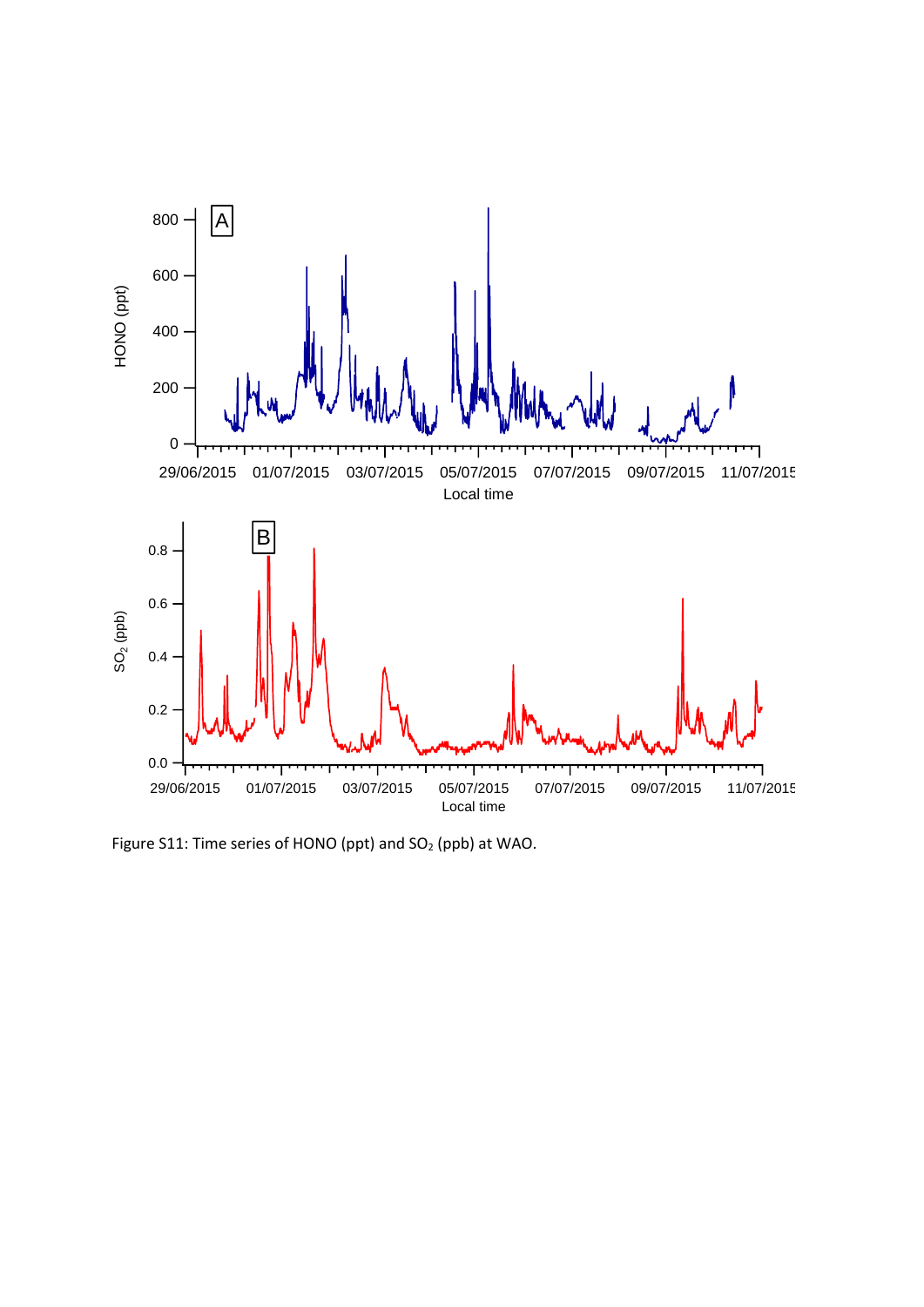A

800
600
400
200
0

HONO (ppt)

29/06/2015 01/07/2015 03/07/2015 05/07/2015 07/07/2015 09/07/2015 11/07/2015

Local time

B

0.8
0.6
0.4
0.2
0.0

$SO_2$ (ppb)

29/06/2015 01/07/2015 03/07/2015 05/07/2015 07/07/2015 09/07/2015 11/07/2015

Local time

Figure S11: Time series of HONO (ppt) and $SO_2$ (ppb) at WAO.